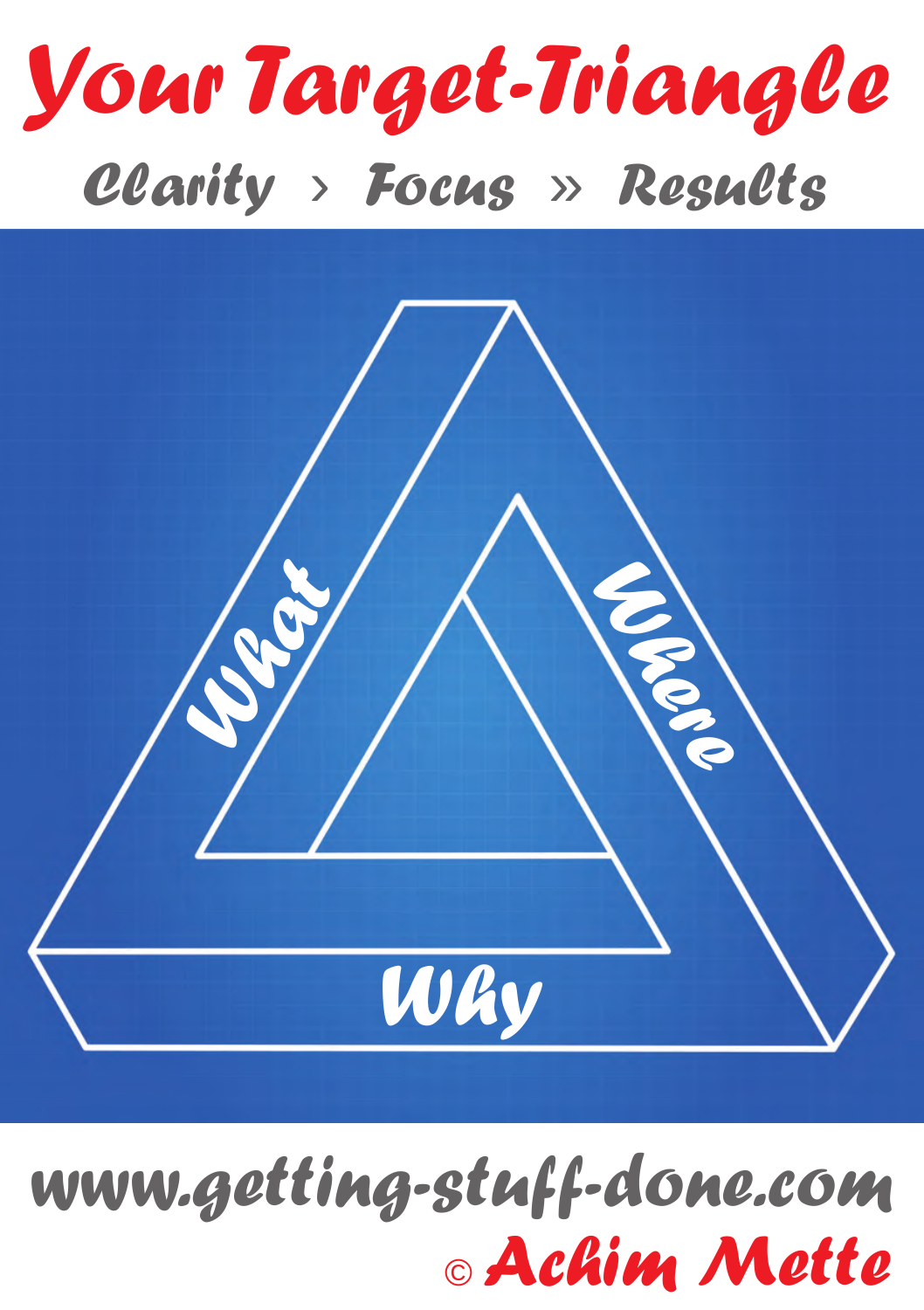# Your Target-Triangle

Clarity › Focus » Results

What

Where

Why

www.getting-stuff-done.com

© Achim Mette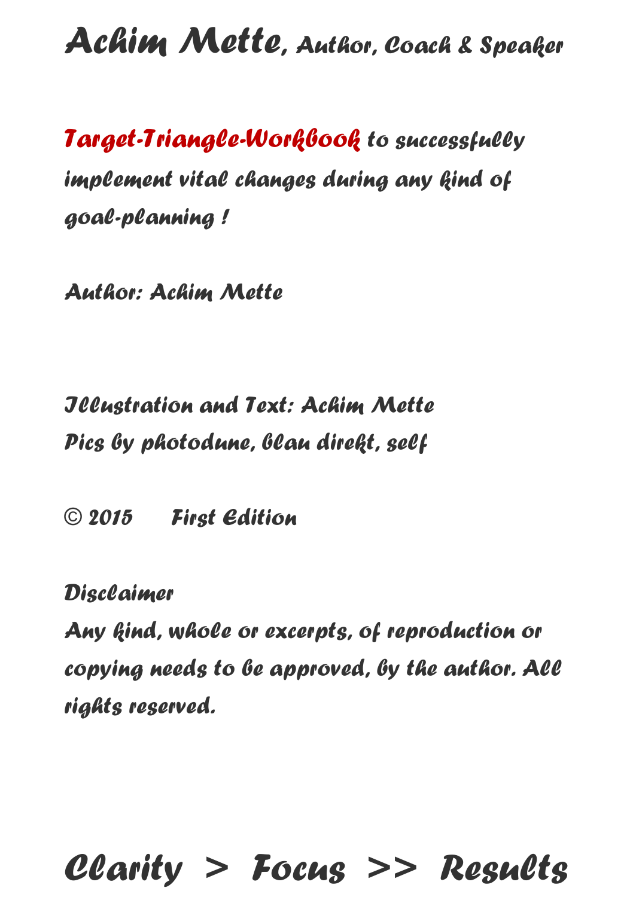# Achim Mette, Author, Coach & Speaker

**Target-Triangle-Workbook** *to successfully implement vital changes during any kind of goal-planning !*

*Author: Achim Mette*

*Illustration and Text: Achim Mette*
*Pics by photodune, blau direkt, self*

*© 2015 First Edition*

*Disclaimer*
*Any kind, whole or excerpts, of reproduction or copying needs to be approved, by the author. All rights reserved.*

## Clarity > Focus >> Results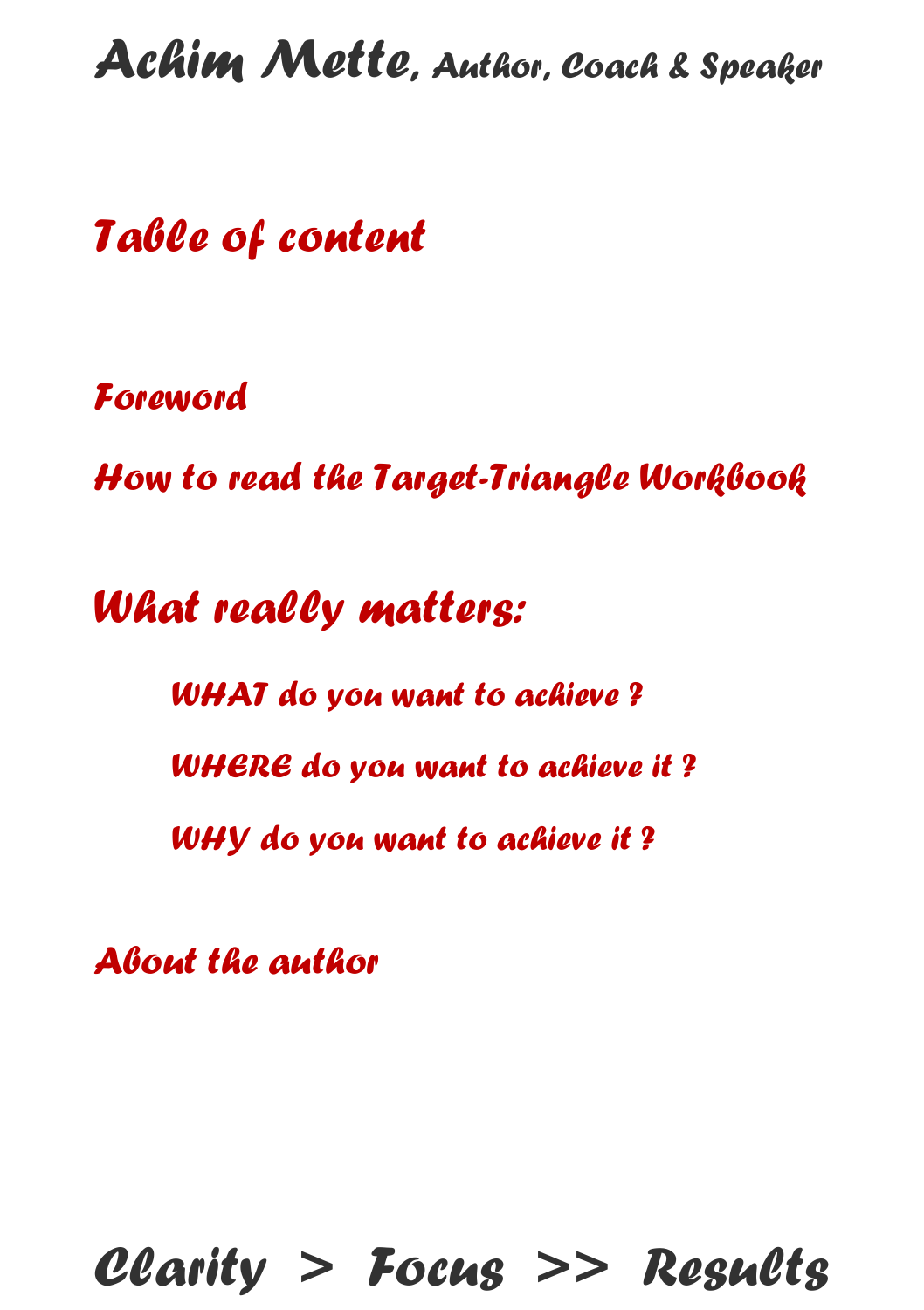Achim Mette, Author, Coach & Speaker

# Table of content

Foreword

How to read the Target-Triangle Workbook

## What really matters:

- WHAT do you want to achieve ?
- WHERE do you want to achieve it ?
- WHY do you want to achieve it ?

About the author

Clarity > Focus >> Results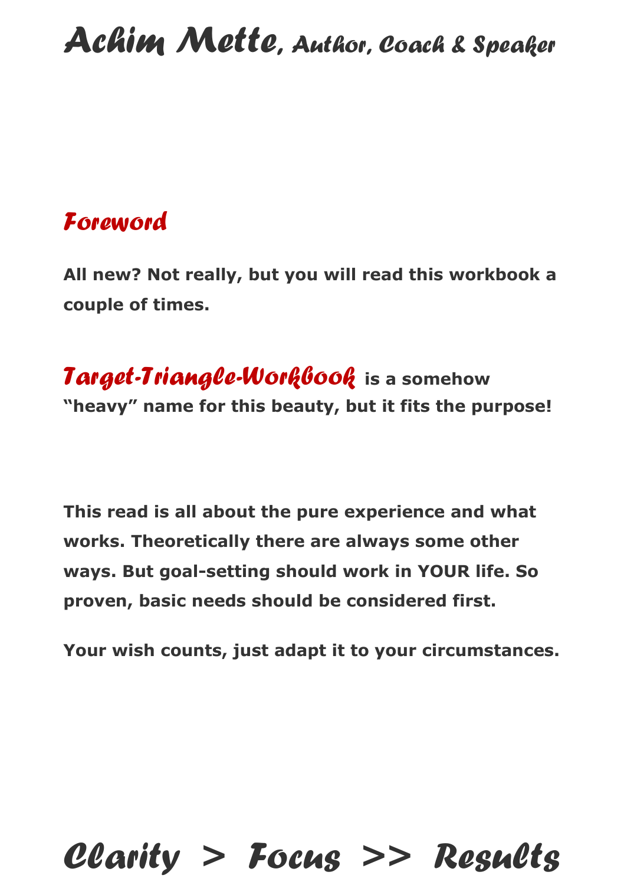## Foreword

**All new? Not really, but you will read this workbook a couple of times.**

***Target-Triangle-Workbook*** **is a somehow "heavy" name for this beauty, but it fits the purpose!**

**This read is all about the pure experience and what works. Theoretically there are always some other ways. But goal-setting should work in YOUR life. So proven, basic needs should be considered first.**

**Your wish counts, just adapt it to your circumstances.**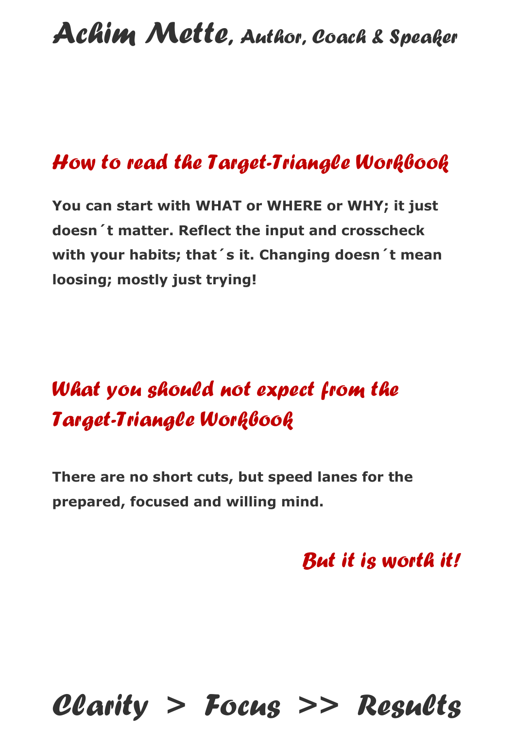# *Achim Mette, Author, Coach & Speaker*

## *How to read the Target-Triangle Workbook*

**You can start with WHAT or WHERE or WHY; it just doesn´t matter. Reflect the input and crosscheck with your habits; that´s it. Changing doesn´t mean loosing; mostly just trying!**

## *What you should not expect from the Target-Triangle Workbook*

**There are no short cuts, but speed lanes for the prepared, focused and willing mind.**

*But it is worth it!*

# *Clarity > Focus >> Results*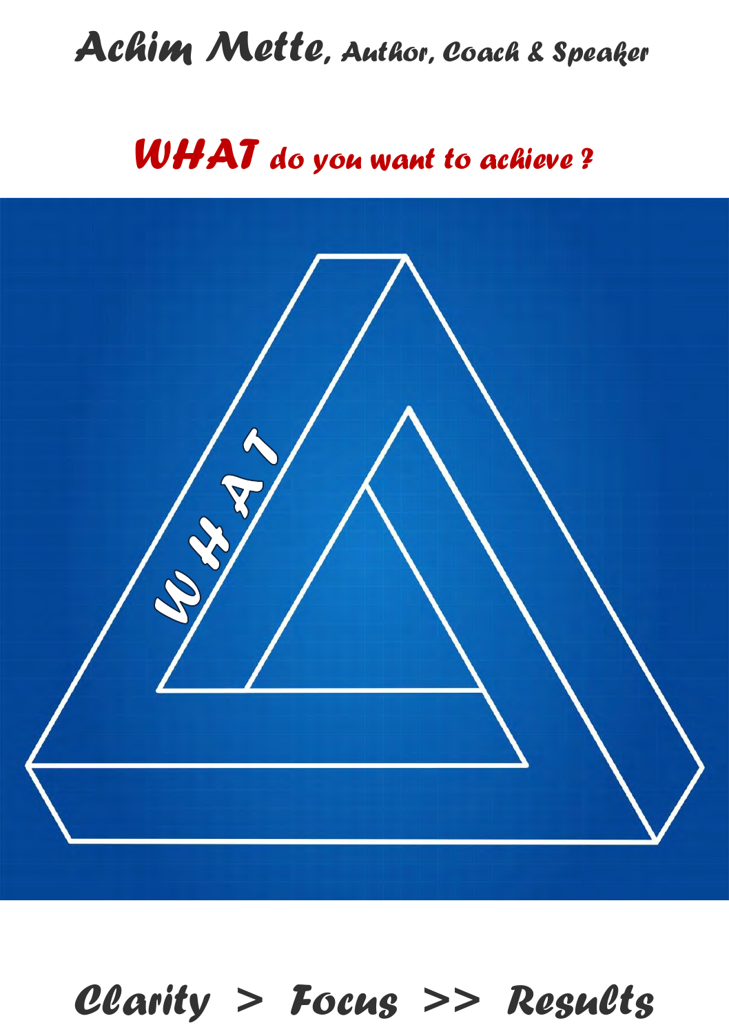Achim Mette, Author, Coach & Speaker

## WHAT do you want to achieve ?

WHAT

Clarity > Focus >> Results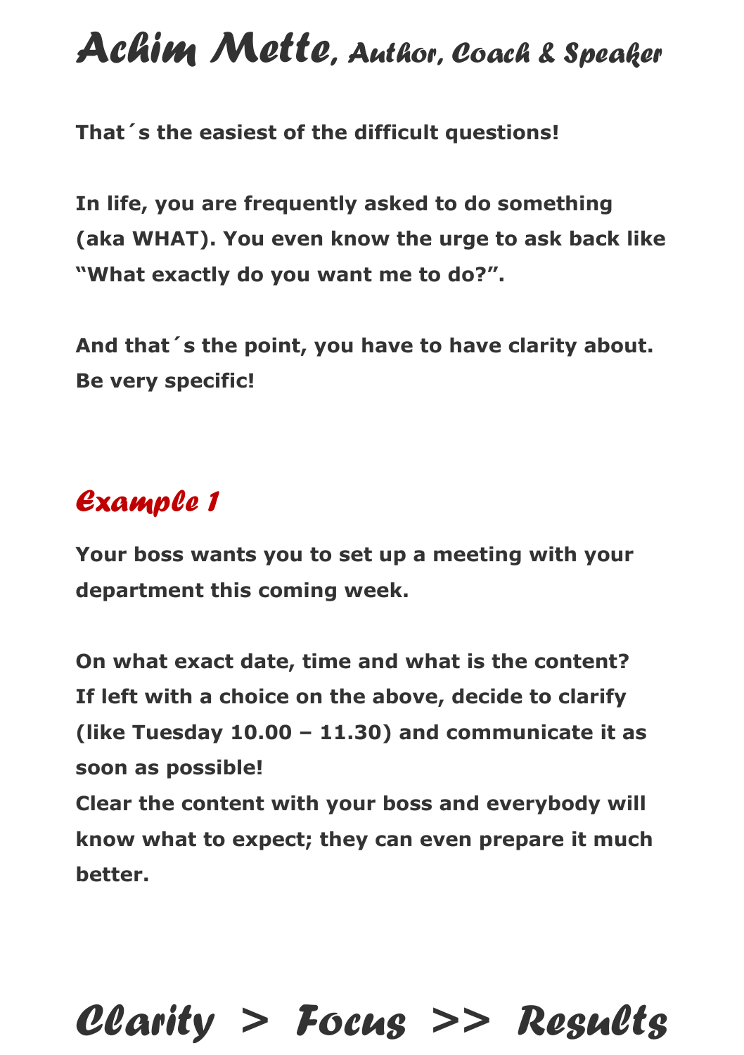**That´s the easiest of the difficult questions!**

**In life, you are frequently asked to do something (aka WHAT). You even know the urge to ask back like "What exactly do you want me to do?".**

**And that´s the point, you have to have clarity about. Be very specific!**

## *Example 1*

**Your boss wants you to set up a meeting with your department this coming week.**

**On what exact date, time and what is the content? If left with a choice on the above, decide to clarify (like Tuesday 10.00 – 11.30) and communicate it as soon as possible!**
**Clear the content with your boss and everybody will know what to expect; they can even prepare it much better.**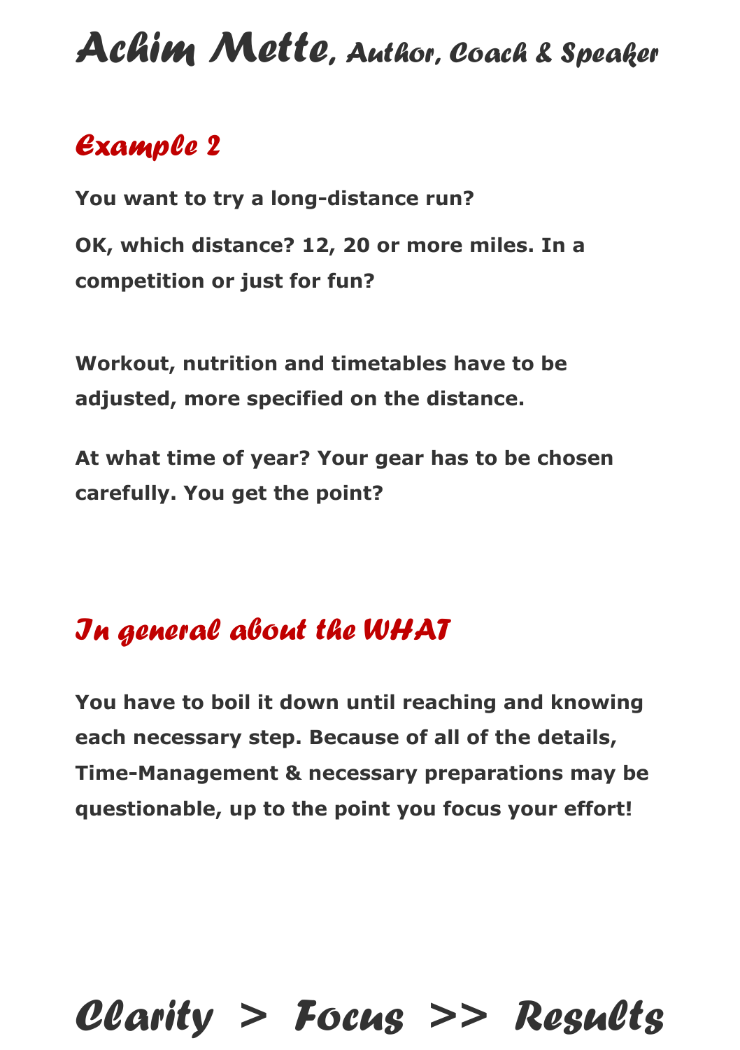## Example 2

**You want to try a long-distance run?**

**OK, which distance? 12, 20 or more miles. In a competition or just for fun?**

**Workout, nutrition and timetables have to be adjusted, more specified on the distance.**

**At what time of year? Your gear has to be chosen carefully. You get the point?**

## In general about the WHAT

**You have to boil it down until reaching and knowing each necessary step. Because of all of the details, Time-Management & necessary preparations may be questionable, up to the point you focus your effort!**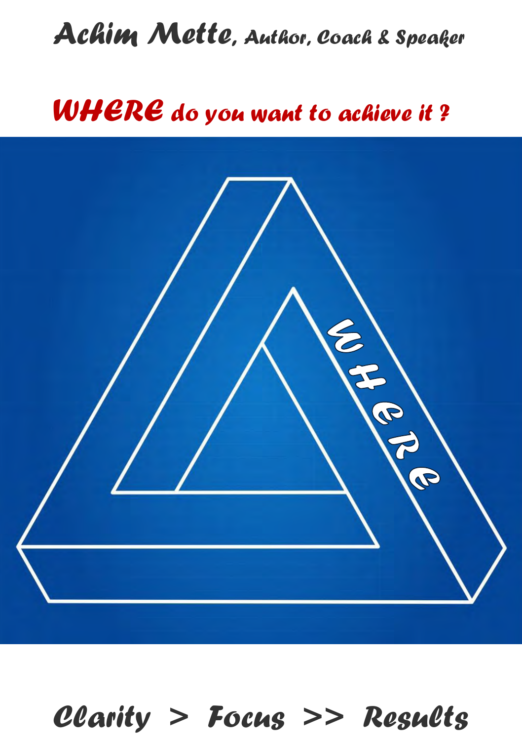**Achim Mette**, Author, Coach & Speaker

## WHERE do you want to achieve it ?

WHERE

**Clarity > Focus >> Results**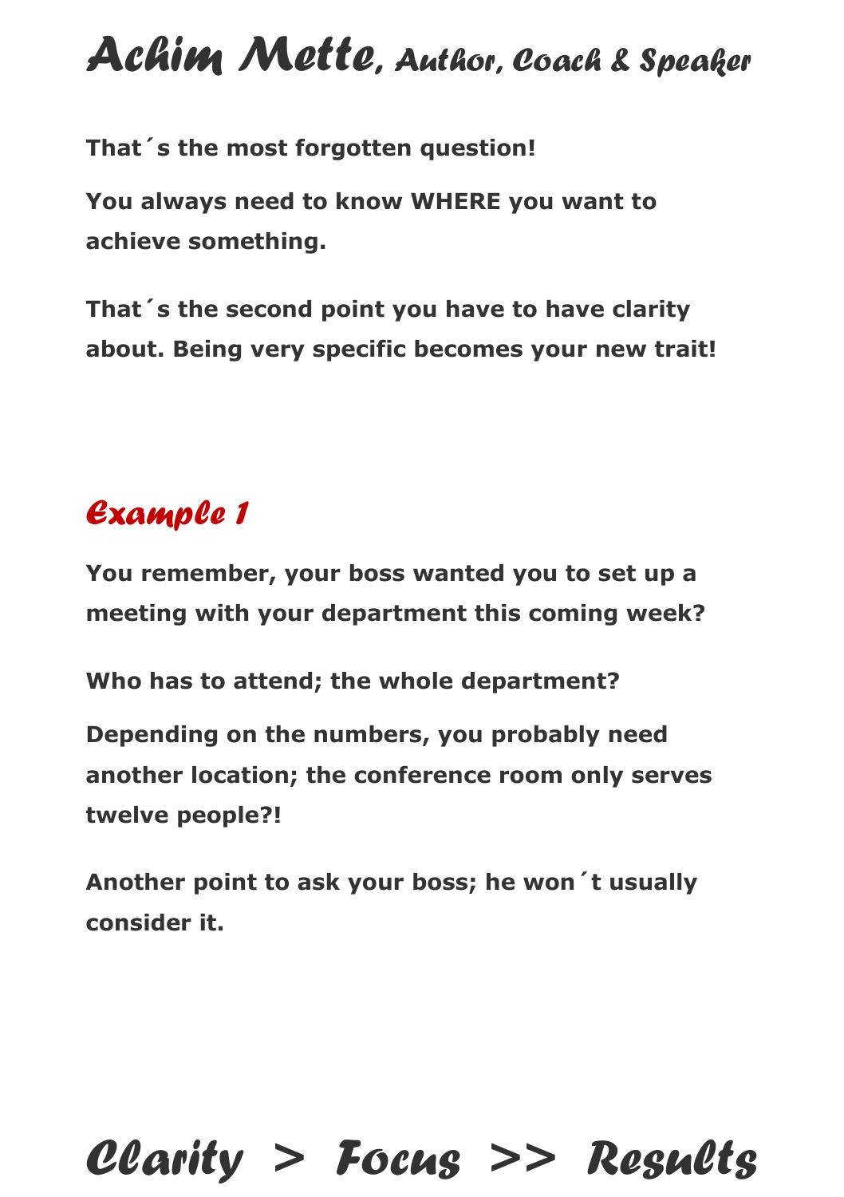**That´s the most forgotten question!**

**You always need to know WHERE you want to achieve something.**

**That´s the second point you have to have clarity about. Being very specific becomes your new trait!**

## *Example 1*

**You remember, your boss wanted you to set up a meeting with your department this coming week?**

**Who has to attend; the whole department?**

**Depending on the numbers, you probably need another location; the conference room only serves twelve people?!**

**Another point to ask your boss; he won´t usually consider it.**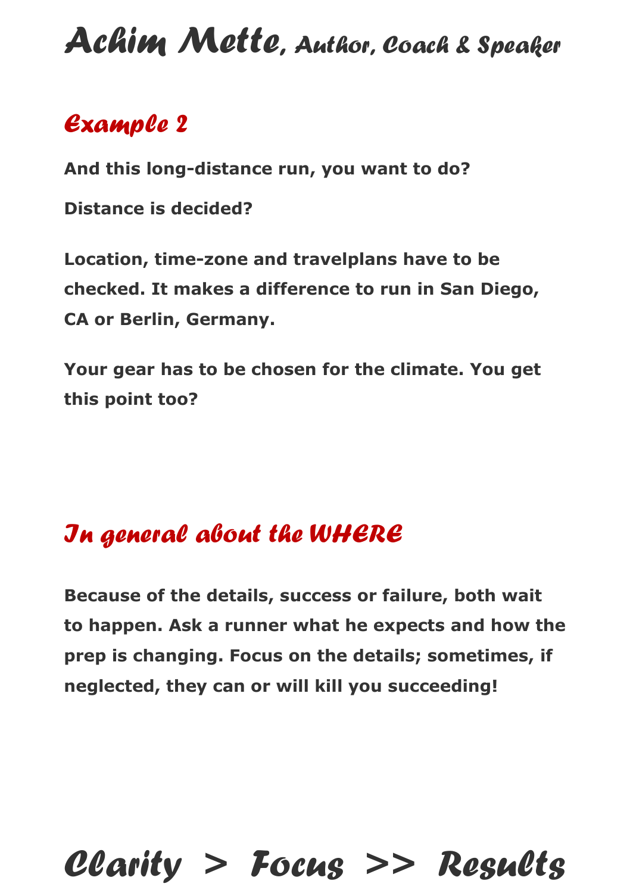## Example 2

**And this long-distance run, you want to do?**

**Distance is decided?**

**Location, time-zone and travelplans have to be checked. It makes a difference to run in San Diego, CA or Berlin, Germany.**

**Your gear has to be chosen for the climate. You get this point too?**

## In general about the WHERE

**Because of the details, success or failure, both wait to happen. Ask a runner what he expects and how the prep is changing. Focus on the details; sometimes, if neglected, they can or will kill you succeeding!**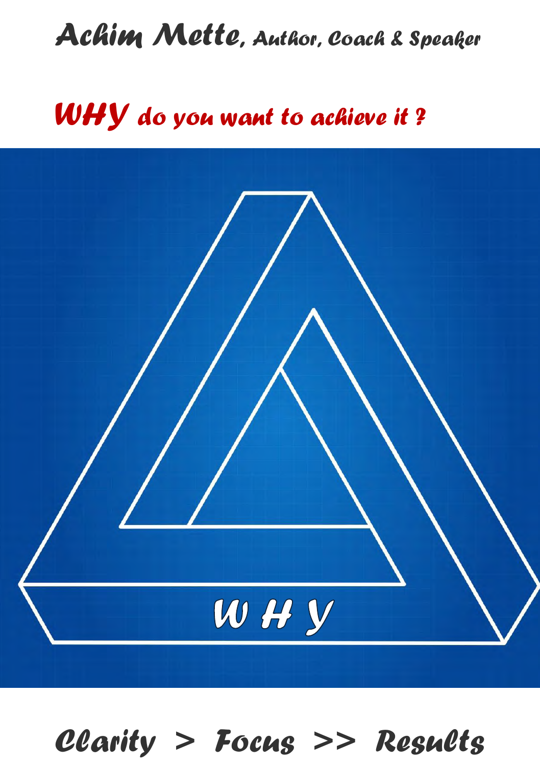**Achim Mette**, Author, Coach & Speaker

# WHY do you want to achieve it ?

W H Y

**Clarity > Focus >> Results**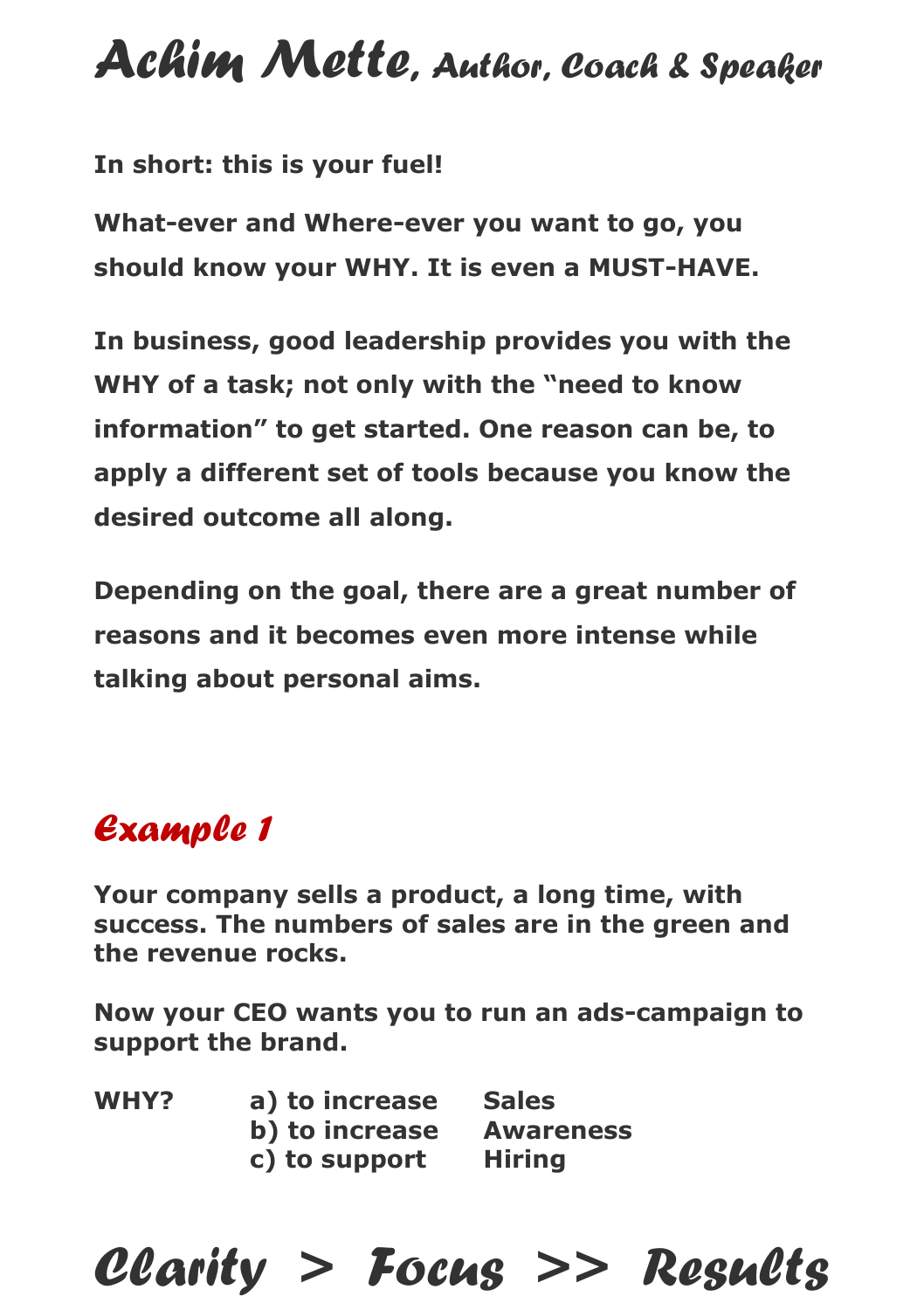**In short: this is your fuel!**

**What-ever and Where-ever you want to go, you should know your WHY. It is even a MUST-HAVE.**

**In business, good leadership provides you with the WHY of a task; not only with the "need to know information" to get started. One reason can be, to apply a different set of tools because you know the desired outcome all along.**

**Depending on the goal, there are a great number of reasons and it becomes even more intense while talking about personal aims.**

## *Example 1*

**Your company sells a product, a long time, with success. The numbers of sales are in the green and the revenue rocks.**

**Now your CEO wants you to run an ads-campaign to support the brand.**

**WHY?**

- **a) to increase Sales**
- **b) to increase Awareness**
- **c) to support Hiring**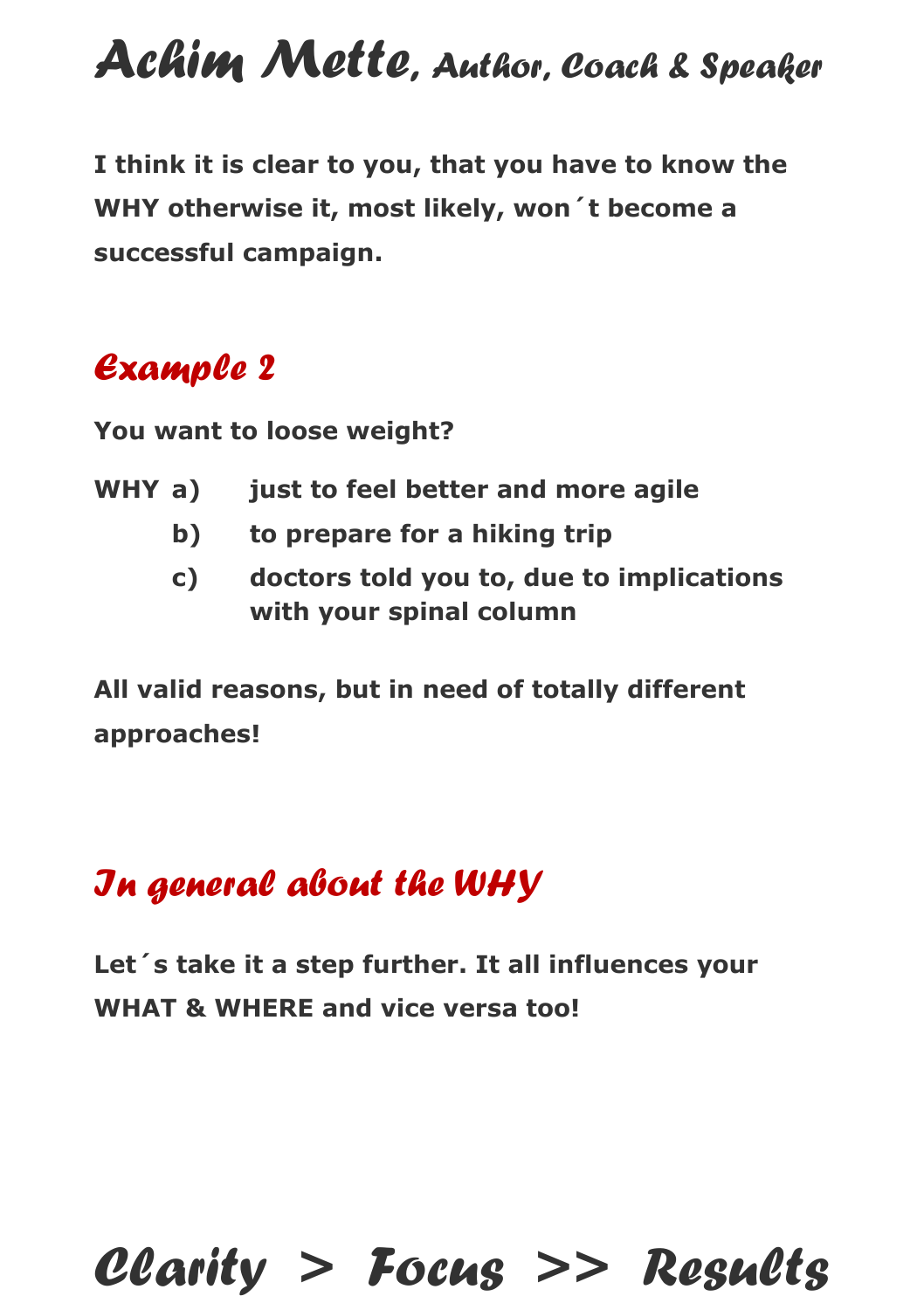**I think it is clear to you, that you have to know the WHY otherwise it, most likely, won´t become a successful campaign.**

## *Example 2*

**You want to loose weight?**

**WHY a) just to feel better and more agile**

**b) to prepare for a hiking trip**

**c) doctors told you to, due to implications with your spinal column**

**All valid reasons, but in need of totally different approaches!**

## *In general about the WHY*

**Let´s take it a step further. It all influences your WHAT & WHERE and vice versa too!**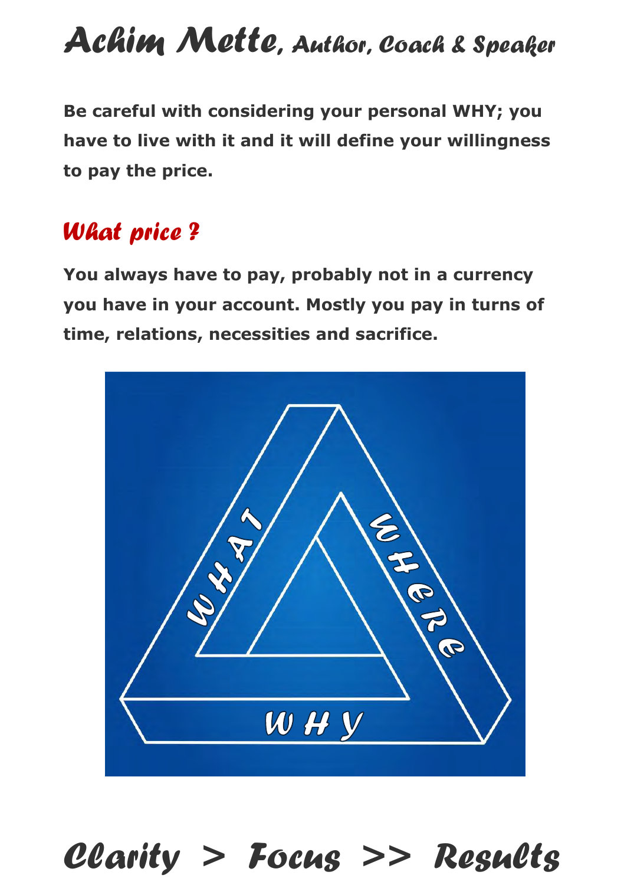# Achim Mette, Author, Coach & Speaker

**Be careful with considering your personal WHY; you have to live with it and it will define your willingness to pay the price.**

## What price ?

**You always have to pay, probably not in a currency you have in your account. Mostly you pay in turns of time, relations, necessities and sacrifice.**

# Clarity > Focus >> Results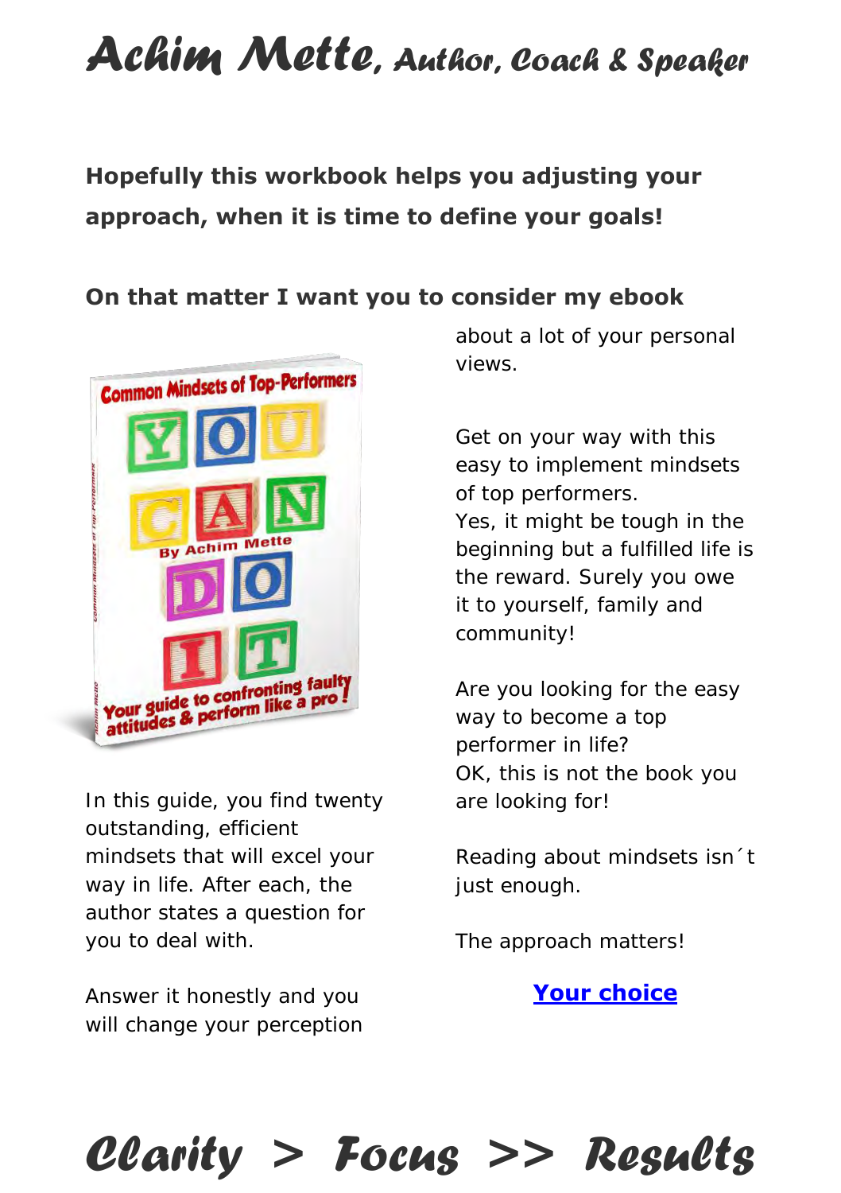# Achim Mette, Author, Coach & Speaker

**Hopefully this workbook helps you adjusting your approach, when it is time to define your goals!**

**On that matter I want you to consider my ebook**

In this guide, you find twenty outstanding, efficient mindsets that will excel your way in life. After each, the author states a question for you to deal with.

Answer it honestly and you will change your perception about a lot of your personal views.

Get on your way with this easy to implement mindsets of top performers.
Yes, it might be tough in the beginning but a fulfilled life is the reward. Surely you owe it to yourself, family and community!

Are you looking for the easy way to become a top performer in life?
OK, this is not the book you are looking for!

Reading about mindsets isn´t just enough.

The approach matters!

**Your choice**

# Clarity > Focus >> Results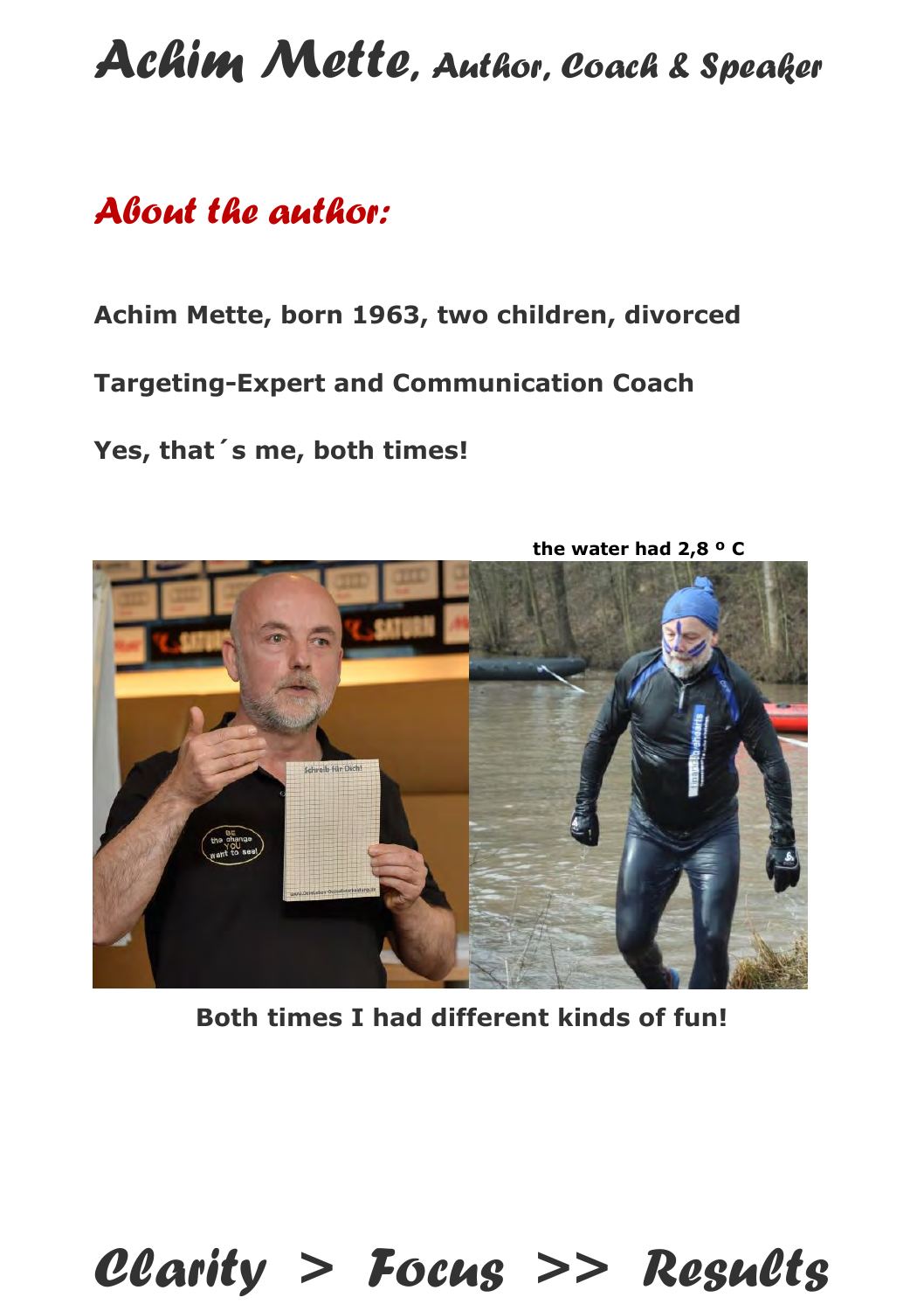# Achim Mette, Author, Coach & Speaker

## About the author:

**Achim Mette, born 1963, two children, divorced**

**Targeting-Expert and Communication Coach**

**Yes, that´s me, both times!**

**the water had 2,8 º C**

**Both times I had different kinds of fun!**

# Clarity > Focus >> Results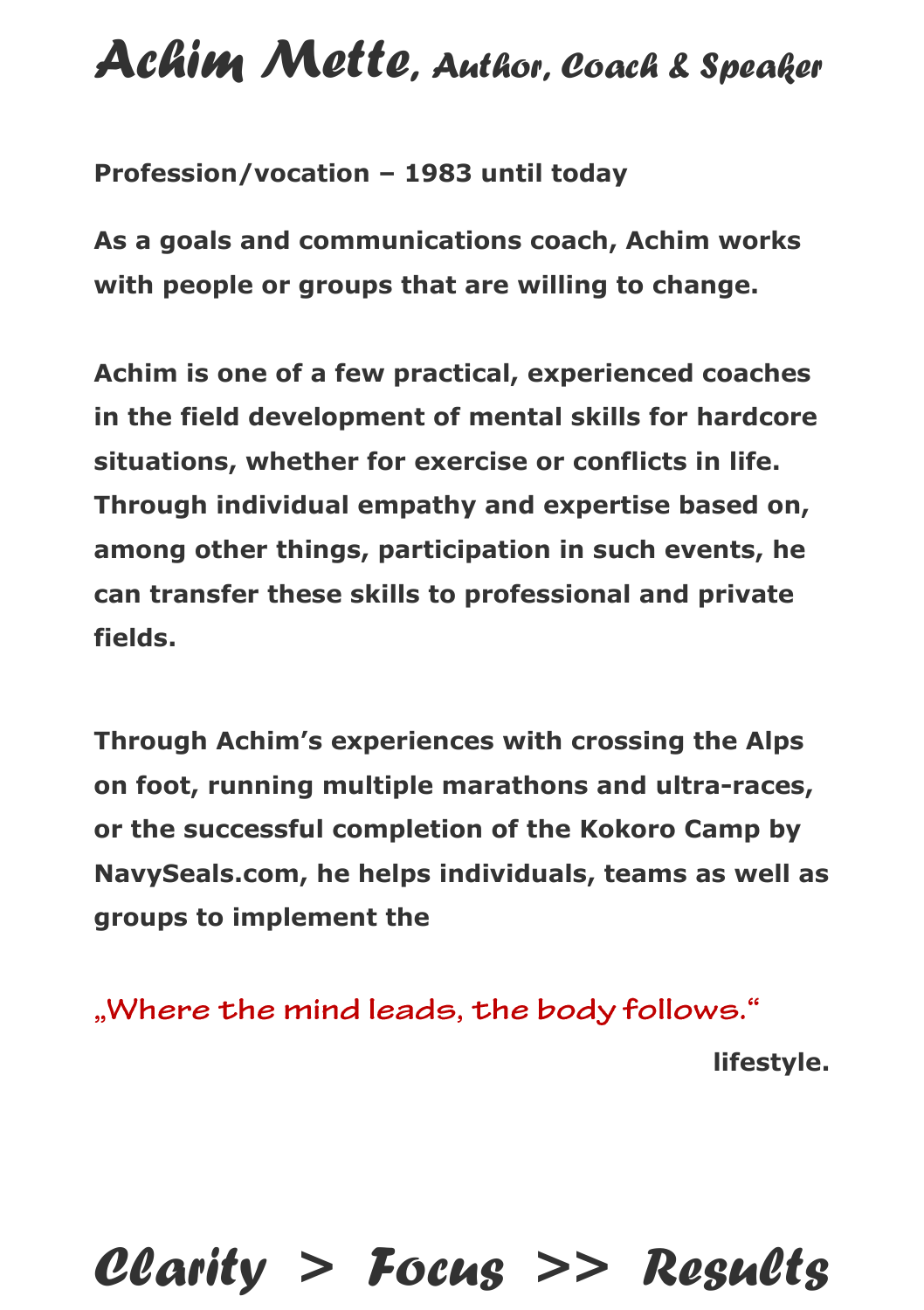# Achim Mette, Author, Coach & Speaker

**Profession/vocation – 1983 until today**

**As a goals and communications coach, Achim works with people or groups that are willing to change.**

**Achim is one of a few practical, experienced coaches in the field development of mental skills for hardcore situations, whether for exercise or conflicts in life. Through individual empathy and expertise based on, among other things, participation in such events, he can transfer these skills to professional and private fields.**

**Through Achim's experiences with crossing the Alps on foot, running multiple marathons and ultra-races, or the successful completion of the Kokoro Camp by NavySeals.com, he helps individuals, teams as well as groups to implement the**

„Where the mind leads, the body follows."

**lifestyle.**

## Clarity > Focus >> Results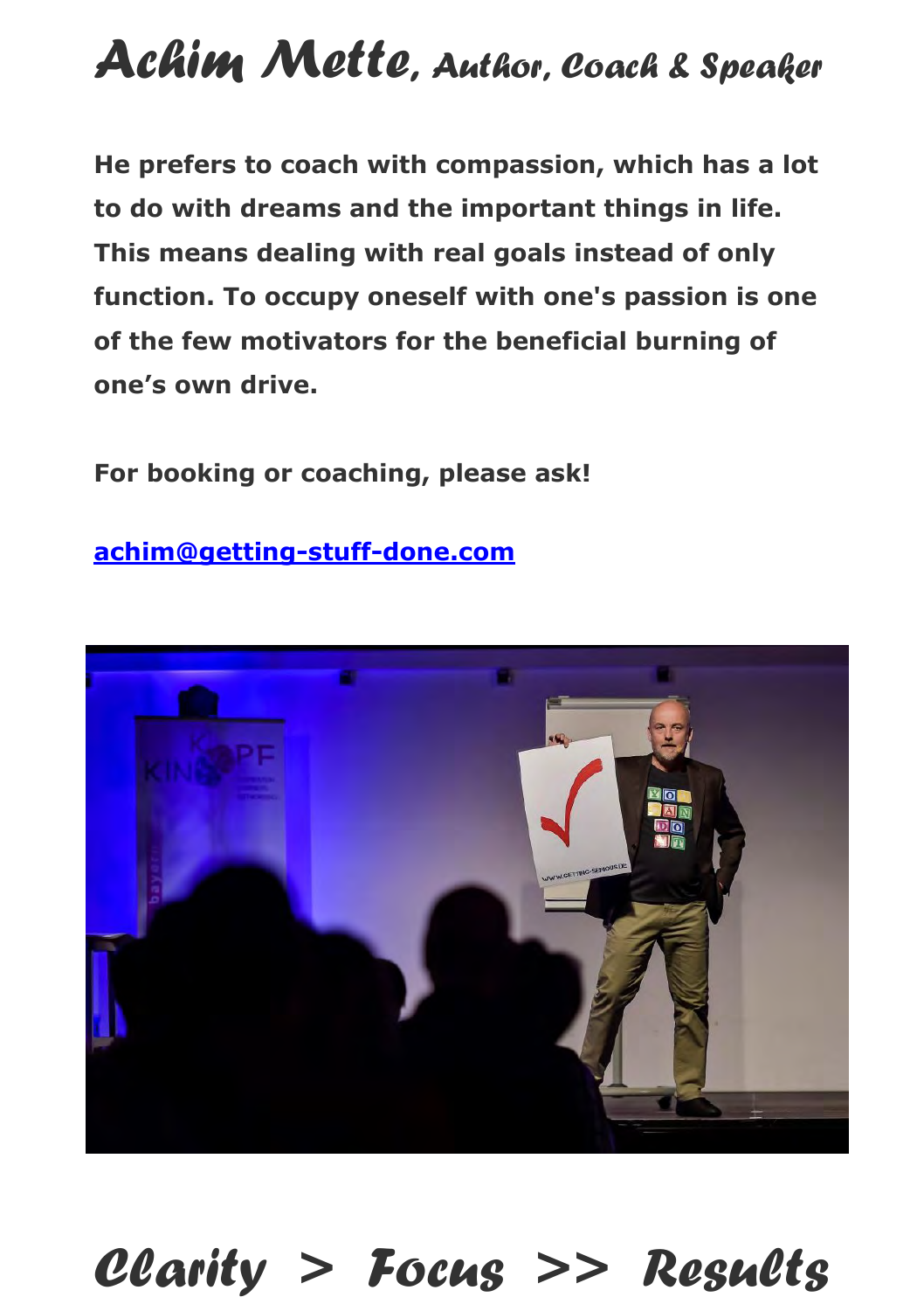# Achim Mette, Author, Coach & Speaker

**He prefers to coach with compassion, which has a lot to do with dreams and the important things in life. This means dealing with real goals instead of only function. To occupy oneself with one's passion is one of the few motivators for the beneficial burning of one's own drive.**

**For booking or coaching, please ask!**

**achim@getting-stuff-done.com**

# Clarity > Focus >> Results